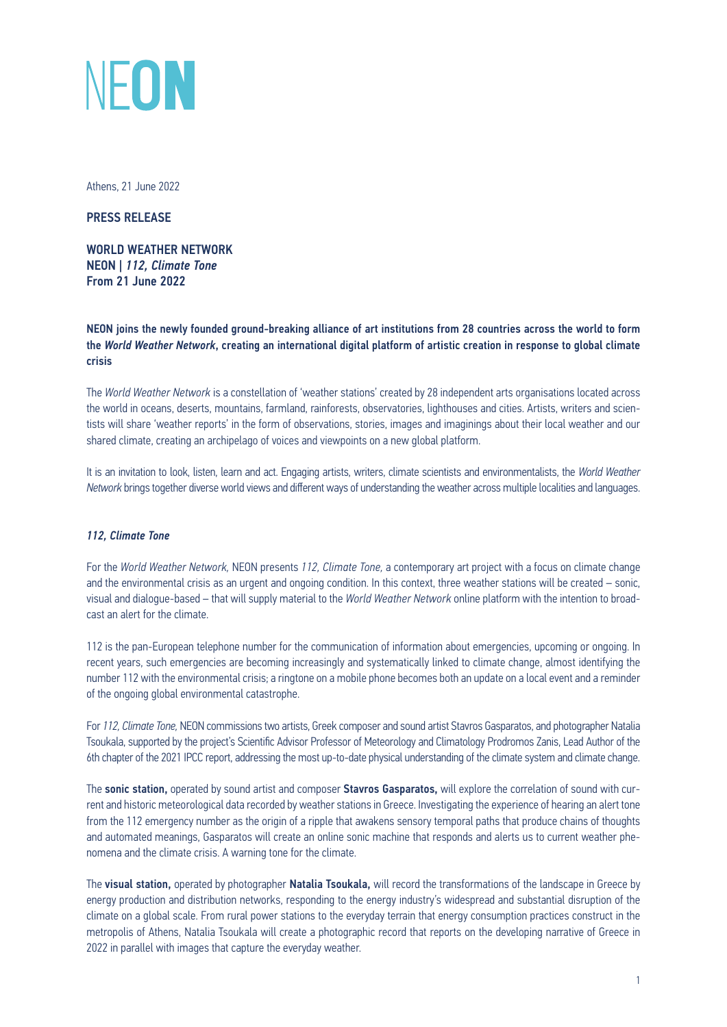# NEON

Athens, 21 June 2022

**PRESS RELEASE**

**WORLD WEATHER NETWORK**
**NEON | *112, Climate Tone***
**From 21 June 2022**

**NEON joins the newly founded ground-breaking alliance of art institutions from 28 countries across the world to form the *World Weather Network*, creating an international digital platform of artistic creation in response to global climate crisis**

The *World Weather Network* is a constellation of 'weather stations' created by 28 independent arts organisations located across the world in oceans, deserts, mountains, farmland, rainforests, observatories, lighthouses and cities. Artists, writers and scientists will share 'weather reports' in the form of observations, stories, images and imaginings about their local weather and our shared climate, creating an archipelago of voices and viewpoints on a new global platform.

It is an invitation to look, listen, learn and act. Engaging artists, writers, climate scientists and environmentalists, the *World Weather Network* brings together diverse world views and different ways of understanding the weather across multiple localities and languages.

### *112, Climate Tone*

For the *World Weather Network,* NEON presents *112, Climate Tone,* a contemporary art project with a focus on climate change and the environmental crisis as an urgent and ongoing condition. In this context, three weather stations will be created – sonic, visual and dialogue-based – that will supply material to the *World Weather Network* online platform with the intention to broadcast an alert for the climate.

112 is the pan-European telephone number for the communication of information about emergencies, upcoming or ongoing. In recent years, such emergencies are becoming increasingly and systematically linked to climate change, almost identifying the number 112 with the environmental crisis; a ringtone on a mobile phone becomes both an update on a local event and a reminder of the ongoing global environmental catastrophe.

For *112, Climate Tone,* NEON commissions two artists, Greek composer and sound artist Stavros Gasparatos, and photographer Natalia Tsoukala, supported by the project's Scientific Advisor Professor of Meteorology and Climatology Prodromos Zanis, Lead Author of the 6th chapter of the 2021 IPCC report, addressing the most up-to-date physical understanding of the climate system and climate change.

The **sonic station,** operated by sound artist and composer **Stavros Gasparatos,** will explore the correlation of sound with current and historic meteorological data recorded by weather stations in Greece. Investigating the experience of hearing an alert tone from the 112 emergency number as the origin of a ripple that awakens sensory temporal paths that produce chains of thoughts and automated meanings, Gasparatos will create an online sonic machine that responds and alerts us to current weather phenomena and the climate crisis. A warning tone for the climate.

The **visual station,** operated by photographer **Natalia Tsoukala,** will record the transformations of the landscape in Greece by energy production and distribution networks, responding to the energy industry's widespread and substantial disruption of the climate on a global scale. From rural power stations to the everyday terrain that energy consumption practices construct in the metropolis of Athens, Natalia Tsoukala will create a photographic record that reports on the developing narrative of Greece in 2022 in parallel with images that capture the everyday weather.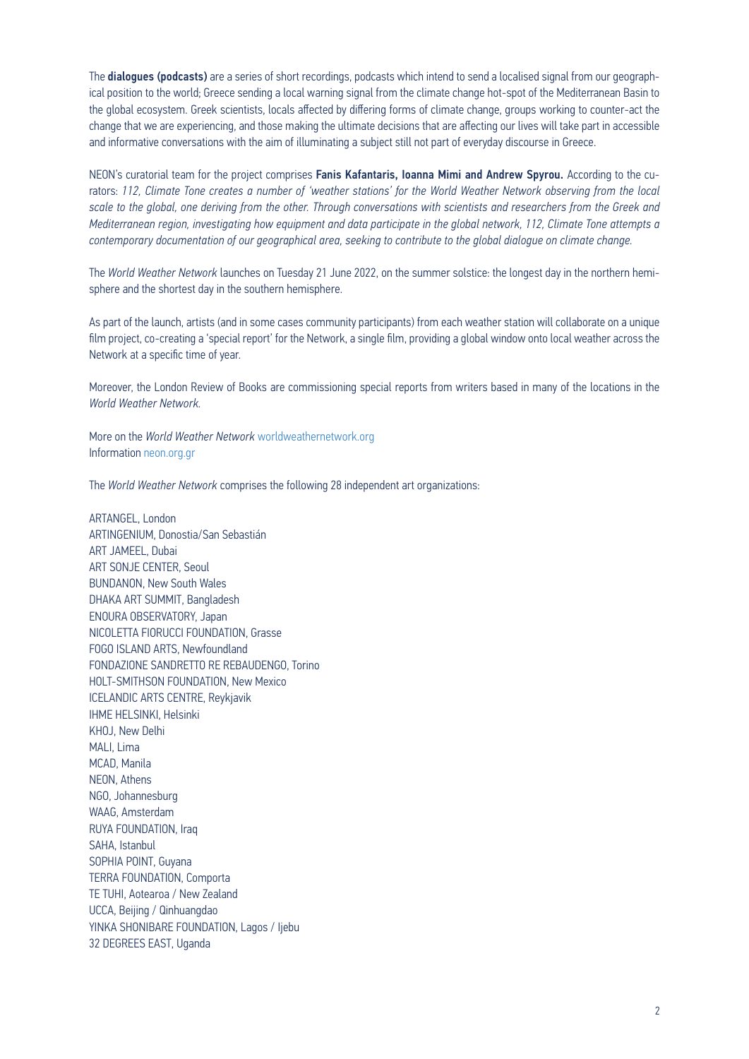The **dialogues (podcasts)** are a series of short recordings, podcasts which intend to send a localised signal from our geographical position to the world; Greece sending a local warning signal from the climate change hot-spot of the Mediterranean Basin to the global ecosystem. Greek scientists, locals affected by differing forms of climate change, groups working to counter-act the change that we are experiencing, and those making the ultimate decisions that are affecting our lives will take part in accessible and informative conversations with the aim of illuminating a subject still not part of everyday discourse in Greece.

NEON's curatorial team for the project comprises **Fanis Kafantaris, Ioanna Mimi and Andrew Spyrou.** According to the curators: *112, Climate Tone creates a number of 'weather stations' for the World Weather Network observing from the local scale to the global, one deriving from the other. Through conversations with scientists and researchers from the Greek and Mediterranean region, investigating how equipment and data participate in the global network, 112, Climate Tone attempts a contemporary documentation of our geographical area, seeking to contribute to the global dialogue on climate change.*

The *World Weather Network* launches on Tuesday 21 June 2022, on the summer solstice: the longest day in the northern hemisphere and the shortest day in the southern hemisphere.

As part of the launch, artists (and in some cases community participants) from each weather station will collaborate on a unique film project, co-creating a 'special report' for the Network, a single film, providing a global window onto local weather across the Network at a specific time of year.

Moreover, the London Review of Books are commissioning special reports from writers based in many of the locations in the *World Weather Network.*

More on the *World Weather Network* worldweathernetwork.org
Information neon.org.gr

The *World Weather Network* comprises the following 28 independent art organizations:

ARTANGEL, London
ARTINGENIUM, Donostia/San Sebastián
ART JAMEEL, Dubai
ART SONJE CENTER, Seoul
BUNDANON, New South Wales
DHAKA ART SUMMIT, Bangladesh
ENOURA OBSERVATORY, Japan
NICOLETTA FIORUCCI FOUNDATION, Grasse
FOGO ISLAND ARTS, Newfoundland
FONDAZIONE SANDRETTO RE REBAUDENGO, Torino
HOLT-SMITHSON FOUNDATION, New Mexico
ICELANDIC ARTS CENTRE, Reykjavik
IHME HELSINKI, Helsinki
KHOJ, New Delhi
MALI, Lima
MCAD, Manila
NEON, Athens
NGO, Johannesburg
WAAG, Amsterdam
RUYA FOUNDATION, Iraq
SAHA, Istanbul
SOPHIA POINT, Guyana
TERRA FOUNDATION, Comporta
TE TUHI, Aotearoa / New Zealand
UCCA, Beijing / Qinhuangdao
YINKA SHONIBARE FOUNDATION, Lagos / Ijebu
32 DEGREES EAST, Uganda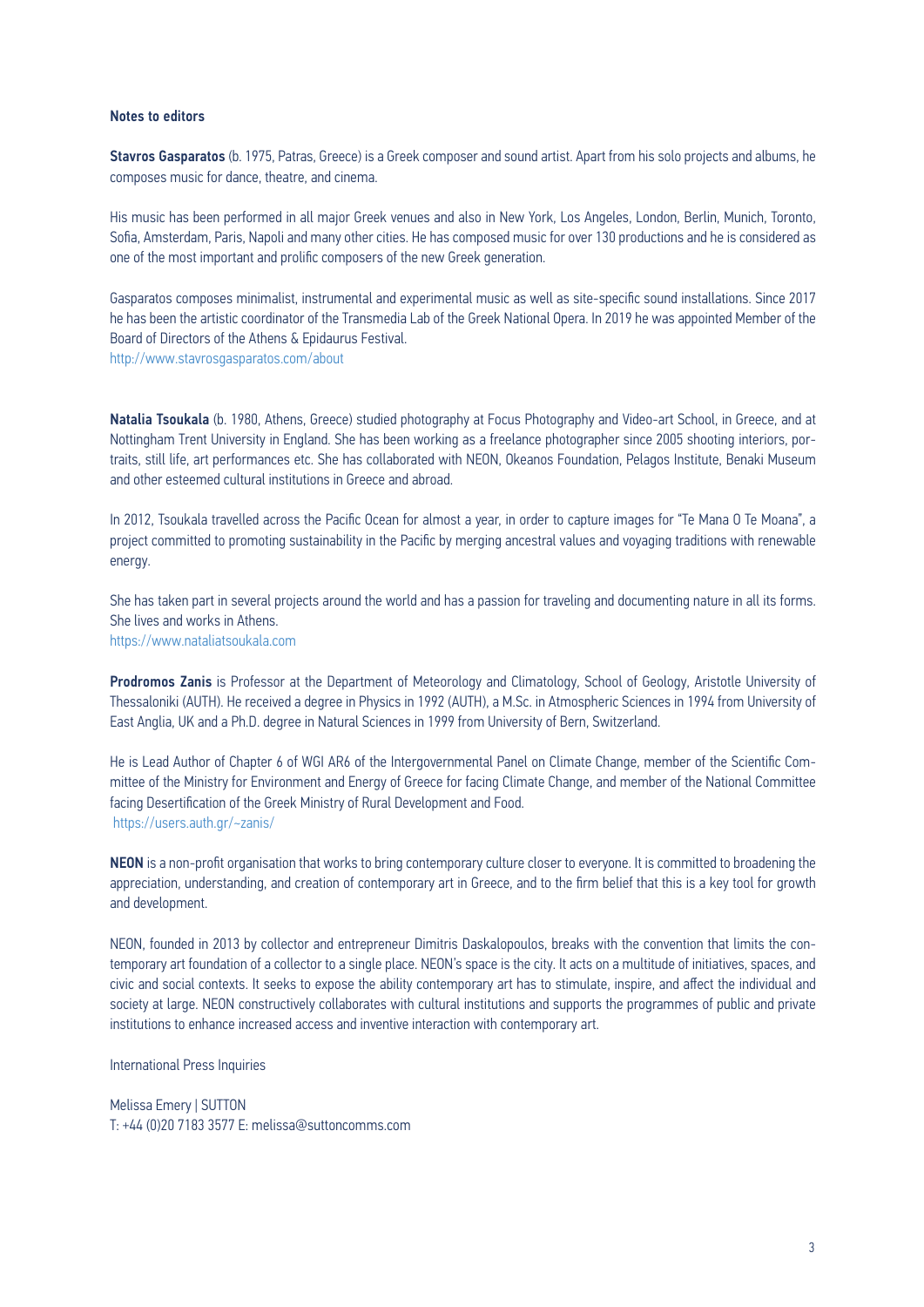**Notes to editors**

**Stavros Gasparatos** (b. 1975, Patras, Greece) is a Greek composer and sound artist. Apart from his solo projects and albums, he composes music for dance, theatre, and cinema.

His music has been performed in all major Greek venues and also in New York, Los Angeles, London, Berlin, Munich, Toronto, Sofia, Amsterdam, Paris, Napoli and many other cities. He has composed music for over 130 productions and he is considered as one of the most important and prolific composers of the new Greek generation.

Gasparatos composes minimalist, instrumental and experimental music as well as site-specific sound installations. Since 2017 he has been the artistic coordinator of the Transmedia Lab of the Greek National Opera. In 2019 he was appointed Member of the Board of Directors of the Athens & Epidaurus Festival.
http://www.stavrosgasparatos.com/about

**Natalia Tsoukala** (b. 1980, Athens, Greece) studied photography at Focus Photography and Video-art School, in Greece, and at Nottingham Trent University in England. She has been working as a freelance photographer since 2005 shooting interiors, portraits, still life, art performances etc. She has collaborated with NEON, Okeanos Foundation, Pelagos Institute, Benaki Museum and other esteemed cultural institutions in Greece and abroad.

In 2012, Tsoukala travelled across the Pacific Ocean for almost a year, in order to capture images for "Te Mana O Te Moana", a project committed to promoting sustainability in the Pacific by merging ancestral values and voyaging traditions with renewable energy.

She has taken part in several projects around the world and has a passion for traveling and documenting nature in all its forms. She lives and works in Athens.
https://www.nataliatsoukala.com

**Prodromos Zanis** is Professor at the Department of Meteorology and Climatology, School of Geology, Aristotle University of Thessaloniki (AUTH). He received a degree in Physics in 1992 (AUTH), a M.Sc. in Atmospheric Sciences in 1994 from University of East Anglia, UK and a Ph.D. degree in Natural Sciences in 1999 from University of Bern, Switzerland.

He is Lead Author of Chapter 6 of WGI AR6 of the Intergovernmental Panel on Climate Change, member of the Scientific Committee of the Ministry for Environment and Energy of Greece for facing Climate Change, and member of the National Committee facing Desertification of the Greek Ministry of Rural Development and Food.
https://users.auth.gr/~zanis/

**NEON** is a non-profit organisation that works to bring contemporary culture closer to everyone. It is committed to broadening the appreciation, understanding, and creation of contemporary art in Greece, and to the firm belief that this is a key tool for growth and development.

NEON, founded in 2013 by collector and entrepreneur Dimitris Daskalopoulos, breaks with the convention that limits the contemporary art foundation of a collector to a single place. NEON's space is the city. It acts on a multitude of initiatives, spaces, and civic and social contexts. It seeks to expose the ability contemporary art has to stimulate, inspire, and affect the individual and society at large. NEON constructively collaborates with cultural institutions and supports the programmes of public and private institutions to enhance increased access and inventive interaction with contemporary art.

International Press Inquiries

Melissa Emery | SUTTON
T: +44 (0)20 7183 3577 E: melissa@suttoncomms.com